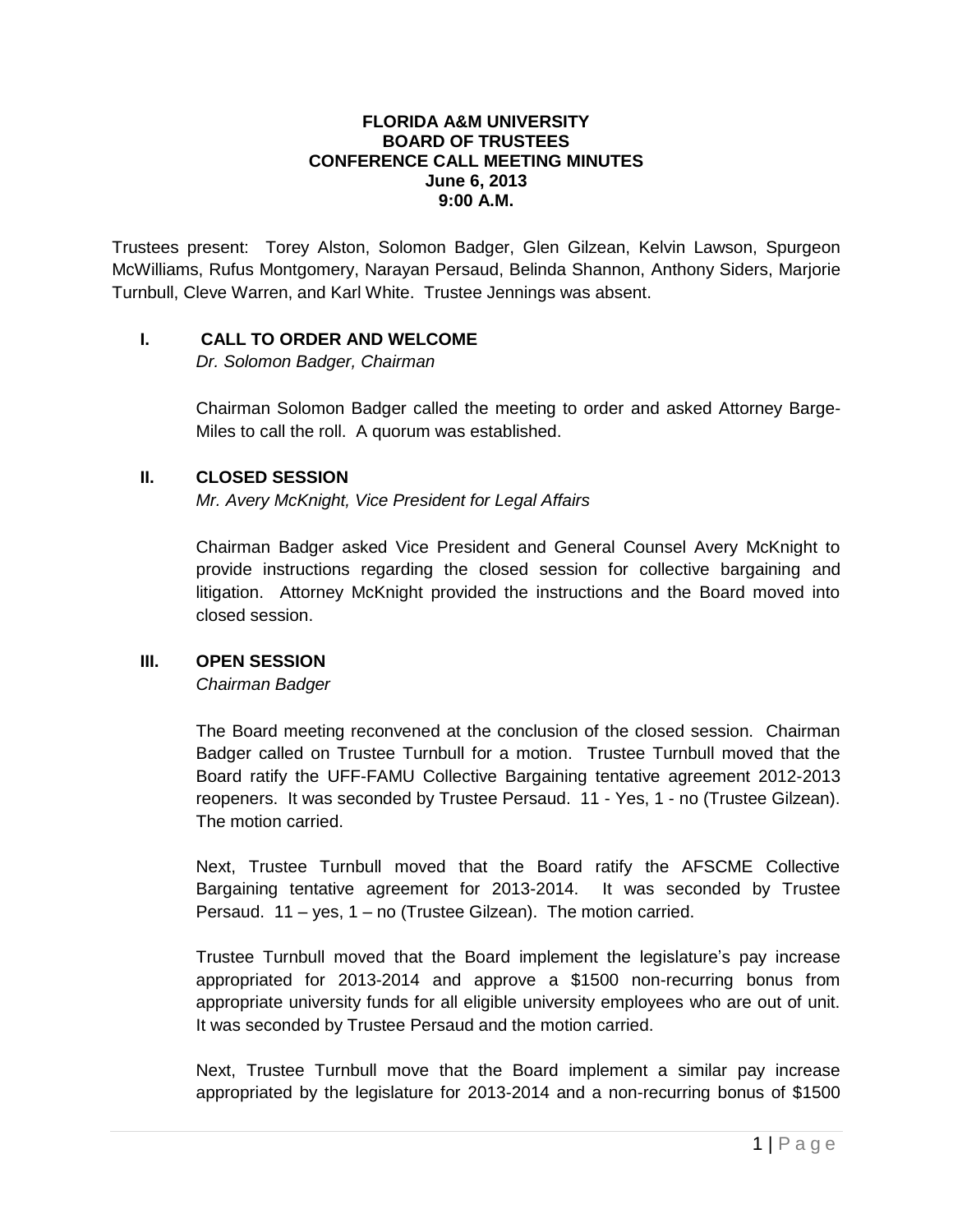**FLORIDA A&M UNIVERSITY**
**BOARD OF TRUSTEES**
**CONFERENCE CALL MEETING MINUTES**
**June 6, 2013**
**9:00 A.M.**

Trustees present: Torey Alston, Solomon Badger, Glen Gilzean, Kelvin Lawson, Spurgeon McWilliams, Rufus Montgomery, Narayan Persaud, Belinda Shannon, Anthony Siders, Marjorie Turnbull, Cleve Warren, and Karl White. Trustee Jennings was absent.

## I. CALL TO ORDER AND WELCOME

*Dr. Solomon Badger, Chairman*

Chairman Solomon Badger called the meeting to order and asked Attorney Barge-Miles to call the roll. A quorum was established.

## II. CLOSED SESSION

*Mr. Avery McKnight, Vice President for Legal Affairs*

Chairman Badger asked Vice President and General Counsel Avery McKnight to provide instructions regarding the closed session for collective bargaining and litigation. Attorney McKnight provided the instructions and the Board moved into closed session.

## III. OPEN SESSION

*Chairman Badger*

The Board meeting reconvened at the conclusion of the closed session. Chairman Badger called on Trustee Turnbull for a motion. Trustee Turnbull moved that the Board ratify the UFF-FAMU Collective Bargaining tentative agreement 2012-2013 reopeners. It was seconded by Trustee Persaud. 11 - Yes, 1 - no (Trustee Gilzean). The motion carried.

Next, Trustee Turnbull moved that the Board ratify the AFSCME Collective Bargaining tentative agreement for 2013-2014. It was seconded by Trustee Persaud. 11 – yes, 1 – no (Trustee Gilzean). The motion carried.

Trustee Turnbull moved that the Board implement the legislature's pay increase appropriated for 2013-2014 and approve a $1500 non-recurring bonus from appropriate university funds for all eligible university employees who are out of unit. It was seconded by Trustee Persaud and the motion carried.

Next, Trustee Turnbull move that the Board implement a similar pay increase appropriated by the legislature for 2013-2014 and a non-recurring bonus of $1500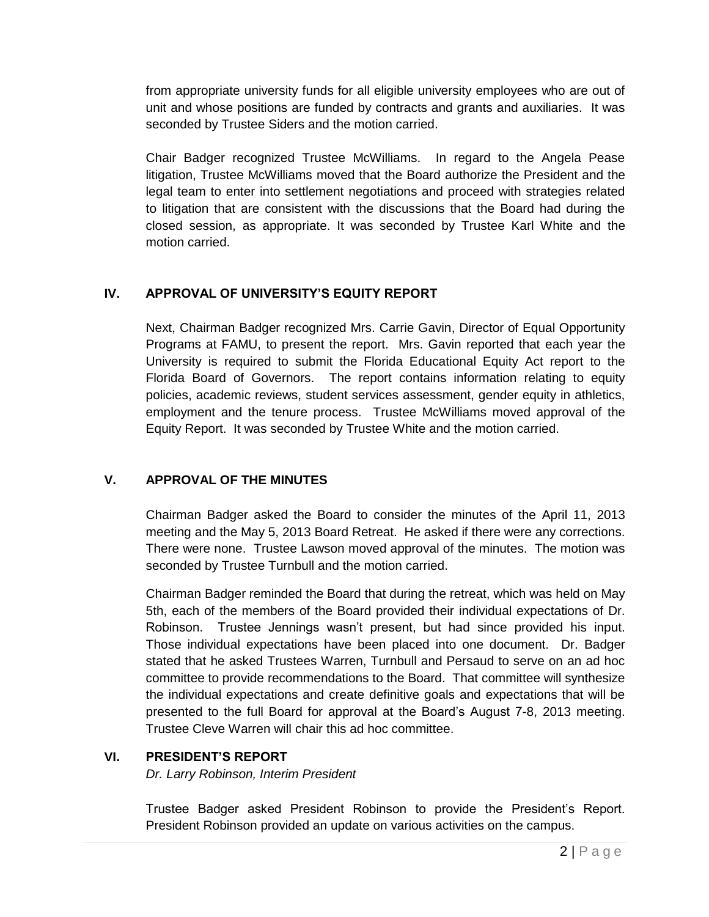from appropriate university funds for all eligible university employees who are out of unit and whose positions are funded by contracts and grants and auxiliaries. It was seconded by Trustee Siders and the motion carried.

Chair Badger recognized Trustee McWilliams. In regard to the Angela Pease litigation, Trustee McWilliams moved that the Board authorize the President and the legal team to enter into settlement negotiations and proceed with strategies related to litigation that are consistent with the discussions that the Board had during the closed session, as appropriate. It was seconded by Trustee Karl White and the motion carried.

## IV. APPROVAL OF UNIVERSITY'S EQUITY REPORT

Next, Chairman Badger recognized Mrs. Carrie Gavin, Director of Equal Opportunity Programs at FAMU, to present the report. Mrs. Gavin reported that each year the University is required to submit the Florida Educational Equity Act report to the Florida Board of Governors. The report contains information relating to equity policies, academic reviews, student services assessment, gender equity in athletics, employment and the tenure process. Trustee McWilliams moved approval of the Equity Report. It was seconded by Trustee White and the motion carried.

## V. APPROVAL OF THE MINUTES

Chairman Badger asked the Board to consider the minutes of the April 11, 2013 meeting and the May 5, 2013 Board Retreat. He asked if there were any corrections. There were none. Trustee Lawson moved approval of the minutes. The motion was seconded by Trustee Turnbull and the motion carried.

Chairman Badger reminded the Board that during the retreat, which was held on May 5th, each of the members of the Board provided their individual expectations of Dr. Robinson. Trustee Jennings wasn't present, but had since provided his input. Those individual expectations have been placed into one document. Dr. Badger stated that he asked Trustees Warren, Turnbull and Persaud to serve on an ad hoc committee to provide recommendations to the Board. That committee will synthesize the individual expectations and create definitive goals and expectations that will be presented to the full Board for approval at the Board's August 7-8, 2013 meeting. Trustee Cleve Warren will chair this ad hoc committee.

## VI. PRESIDENT'S REPORT

*Dr. Larry Robinson, Interim President*

Trustee Badger asked President Robinson to provide the President's Report. President Robinson provided an update on various activities on the campus.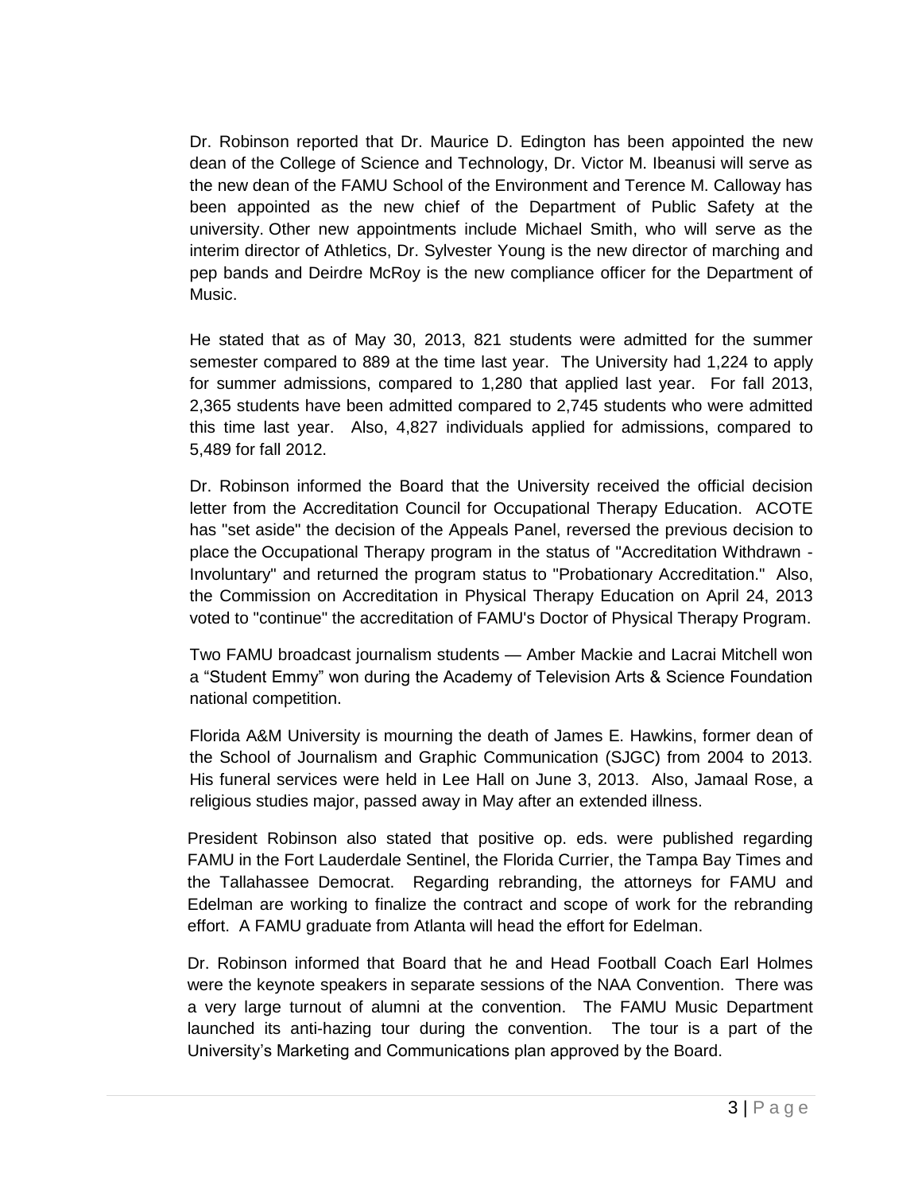Dr. Robinson reported that Dr. Maurice D. Edington has been appointed the new dean of the College of Science and Technology, Dr. Victor M. Ibeanusi will serve as the new dean of the FAMU School of the Environment and Terence M. Calloway has been appointed as the new chief of the Department of Public Safety at the university. Other new appointments include Michael Smith, who will serve as the interim director of Athletics, Dr. Sylvester Young is the new director of marching and pep bands and Deirdre McRoy is the new compliance officer for the Department of Music.

He stated that as of May 30, 2013, 821 students were admitted for the summer semester compared to 889 at the time last year. The University had 1,224 to apply for summer admissions, compared to 1,280 that applied last year. For fall 2013, 2,365 students have been admitted compared to 2,745 students who were admitted this time last year. Also, 4,827 individuals applied for admissions, compared to 5,489 for fall 2012.

Dr. Robinson informed the Board that the University received the official decision letter from the Accreditation Council for Occupational Therapy Education. ACOTE has "set aside" the decision of the Appeals Panel, reversed the previous decision to place the Occupational Therapy program in the status of "Accreditation Withdrawn - Involuntary" and returned the program status to "Probationary Accreditation." Also, the Commission on Accreditation in Physical Therapy Education on April 24, 2013 voted to "continue" the accreditation of FAMU's Doctor of Physical Therapy Program.

Two FAMU broadcast journalism students — Amber Mackie and Lacrai Mitchell won a “Student Emmy” won during the Academy of Television Arts & Science Foundation national competition.

Florida A&M University is mourning the death of James E. Hawkins, former dean of the School of Journalism and Graphic Communication (SJGC) from 2004 to 2013. His funeral services were held in Lee Hall on June 3, 2013. Also, Jamaal Rose, a religious studies major, passed away in May after an extended illness.

President Robinson also stated that positive op. eds. were published regarding FAMU in the Fort Lauderdale Sentinel, the Florida Currier, the Tampa Bay Times and the Tallahassee Democrat. Regarding rebranding, the attorneys for FAMU and Edelman are working to finalize the contract and scope of work for the rebranding effort. A FAMU graduate from Atlanta will head the effort for Edelman.

Dr. Robinson informed that Board that he and Head Football Coach Earl Holmes were the keynote speakers in separate sessions of the NAA Convention. There was a very large turnout of alumni at the convention. The FAMU Music Department launched its anti-hazing tour during the convention. The tour is a part of the University’s Marketing and Communications plan approved by the Board.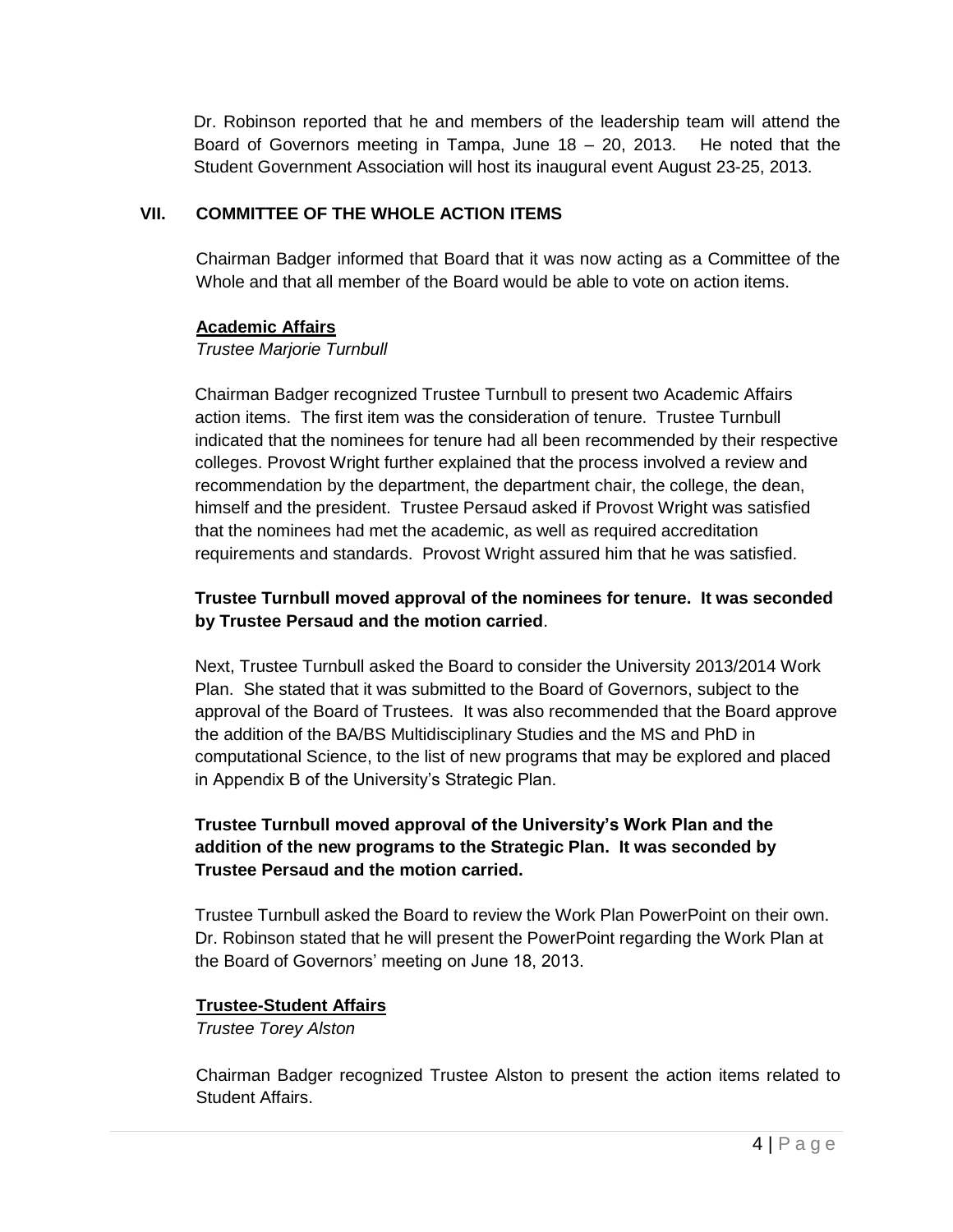Dr. Robinson reported that he and members of the leadership team will attend the Board of Governors meeting in Tampa, June 18 – 20, 2013. He noted that the Student Government Association will host its inaugural event August 23-25, 2013.

## VII. COMMITTEE OF THE WHOLE ACTION ITEMS

Chairman Badger informed that Board that it was now acting as a Committee of the Whole and that all member of the Board would be able to vote on action items.

### Academic Affairs

*Trustee Marjorie Turnbull*

Chairman Badger recognized Trustee Turnbull to present two Academic Affairs action items. The first item was the consideration of tenure. Trustee Turnbull indicated that the nominees for tenure had all been recommended by their respective colleges. Provost Wright further explained that the process involved a review and recommendation by the department, the department chair, the college, the dean, himself and the president. Trustee Persaud asked if Provost Wright was satisfied that the nominees had met the academic, as well as required accreditation requirements and standards. Provost Wright assured him that he was satisfied.

**Trustee Turnbull moved approval of the nominees for tenure. It was seconded by Trustee Persaud and the motion carried**.

Next, Trustee Turnbull asked the Board to consider the University 2013/2014 Work Plan. She stated that it was submitted to the Board of Governors, subject to the approval of the Board of Trustees. It was also recommended that the Board approve the addition of the BA/BS Multidisciplinary Studies and the MS and PhD in computational Science, to the list of new programs that may be explored and placed in Appendix B of the University's Strategic Plan.

**Trustee Turnbull moved approval of the University's Work Plan and the addition of the new programs to the Strategic Plan. It was seconded by Trustee Persaud and the motion carried.**

Trustee Turnbull asked the Board to review the Work Plan PowerPoint on their own. Dr. Robinson stated that he will present the PowerPoint regarding the Work Plan at the Board of Governors' meeting on June 18, 2013.

### Trustee-Student Affairs

*Trustee Torey Alston*

Chairman Badger recognized Trustee Alston to present the action items related to Student Affairs.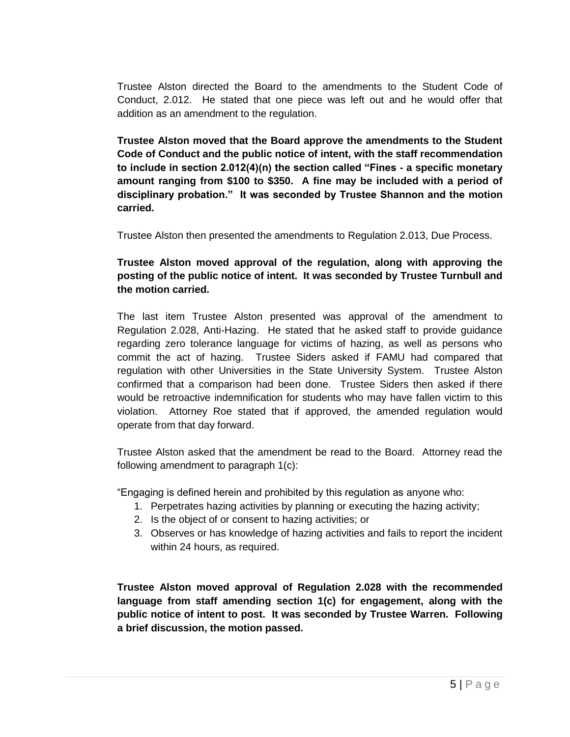Trustee Alston directed the Board to the amendments to the Student Code of Conduct, 2.012. He stated that one piece was left out and he would offer that addition as an amendment to the regulation.

**Trustee Alston moved that the Board approve the amendments to the Student Code of Conduct and the public notice of intent, with the staff recommendation to include in section 2.012(4)(n) the section called "Fines - a specific monetary amount ranging from $100 to $350. A fine may be included with a period of disciplinary probation." It was seconded by Trustee Shannon and the motion carried.**

Trustee Alston then presented the amendments to Regulation 2.013, Due Process.

**Trustee Alston moved approval of the regulation, along with approving the posting of the public notice of intent. It was seconded by Trustee Turnbull and the motion carried.**

The last item Trustee Alston presented was approval of the amendment to Regulation 2.028, Anti-Hazing. He stated that he asked staff to provide guidance regarding zero tolerance language for victims of hazing, as well as persons who commit the act of hazing. Trustee Siders asked if FAMU had compared that regulation with other Universities in the State University System. Trustee Alston confirmed that a comparison had been done. Trustee Siders then asked if there would be retroactive indemnification for students who may have fallen victim to this violation. Attorney Roe stated that if approved, the amended regulation would operate from that day forward.

Trustee Alston asked that the amendment be read to the Board. Attorney read the following amendment to paragraph 1(c):

"Engaging is defined herein and prohibited by this regulation as anyone who:

1. Perpetrates hazing activities by planning or executing the hazing activity;
2. Is the object of or consent to hazing activities; or
3. Observes or has knowledge of hazing activities and fails to report the incident within 24 hours, as required.

**Trustee Alston moved approval of Regulation 2.028 with the recommended language from staff amending section 1(c) for engagement, along with the public notice of intent to post. It was seconded by Trustee Warren. Following a brief discussion, the motion passed.**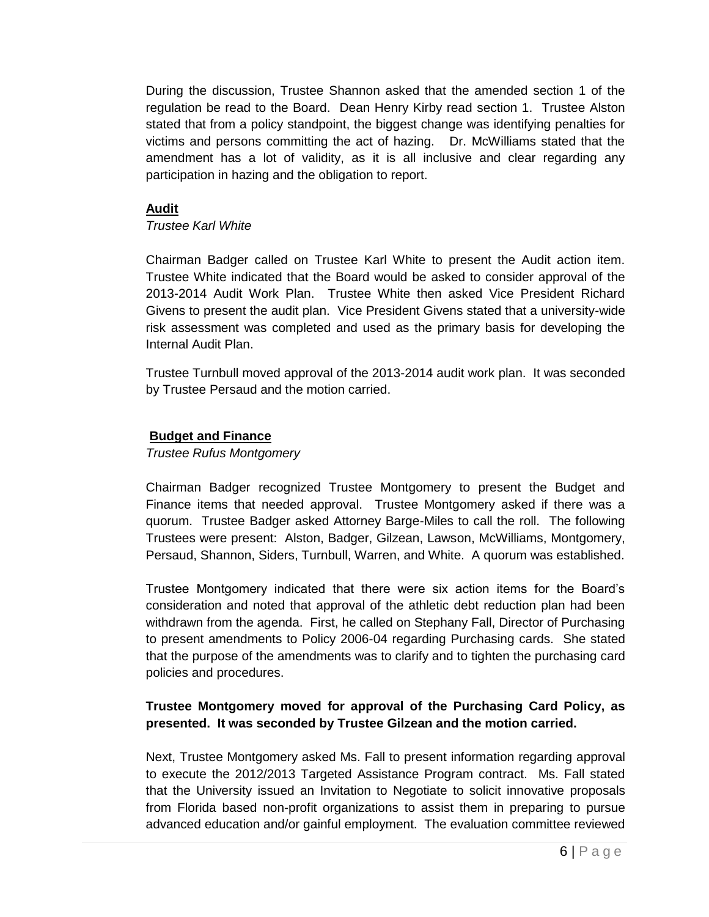During the discussion, Trustee Shannon asked that the amended section 1 of the regulation be read to the Board. Dean Henry Kirby read section 1. Trustee Alston stated that from a policy standpoint, the biggest change was identifying penalties for victims and persons committing the act of hazing. Dr. McWilliams stated that the amendment has a lot of validity, as it is all inclusive and clear regarding any participation in hazing and the obligation to report.

**Audit**

*Trustee Karl White*

Chairman Badger called on Trustee Karl White to present the Audit action item. Trustee White indicated that the Board would be asked to consider approval of the 2013-2014 Audit Work Plan. Trustee White then asked Vice President Richard Givens to present the audit plan. Vice President Givens stated that a university-wide risk assessment was completed and used as the primary basis for developing the Internal Audit Plan.

Trustee Turnbull moved approval of the 2013-2014 audit work plan. It was seconded by Trustee Persaud and the motion carried.

**Budget and Finance**

*Trustee Rufus Montgomery*

Chairman Badger recognized Trustee Montgomery to present the Budget and Finance items that needed approval. Trustee Montgomery asked if there was a quorum. Trustee Badger asked Attorney Barge-Miles to call the roll. The following Trustees were present: Alston, Badger, Gilzean, Lawson, McWilliams, Montgomery, Persaud, Shannon, Siders, Turnbull, Warren, and White. A quorum was established.

Trustee Montgomery indicated that there were six action items for the Board's consideration and noted that approval of the athletic debt reduction plan had been withdrawn from the agenda. First, he called on Stephany Fall, Director of Purchasing to present amendments to Policy 2006-04 regarding Purchasing cards. She stated that the purpose of the amendments was to clarify and to tighten the purchasing card policies and procedures.

**Trustee Montgomery moved for approval of the Purchasing Card Policy, as presented. It was seconded by Trustee Gilzean and the motion carried.**

Next, Trustee Montgomery asked Ms. Fall to present information regarding approval to execute the 2012/2013 Targeted Assistance Program contract. Ms. Fall stated that the University issued an Invitation to Negotiate to solicit innovative proposals from Florida based non-profit organizations to assist them in preparing to pursue advanced education and/or gainful employment. The evaluation committee reviewed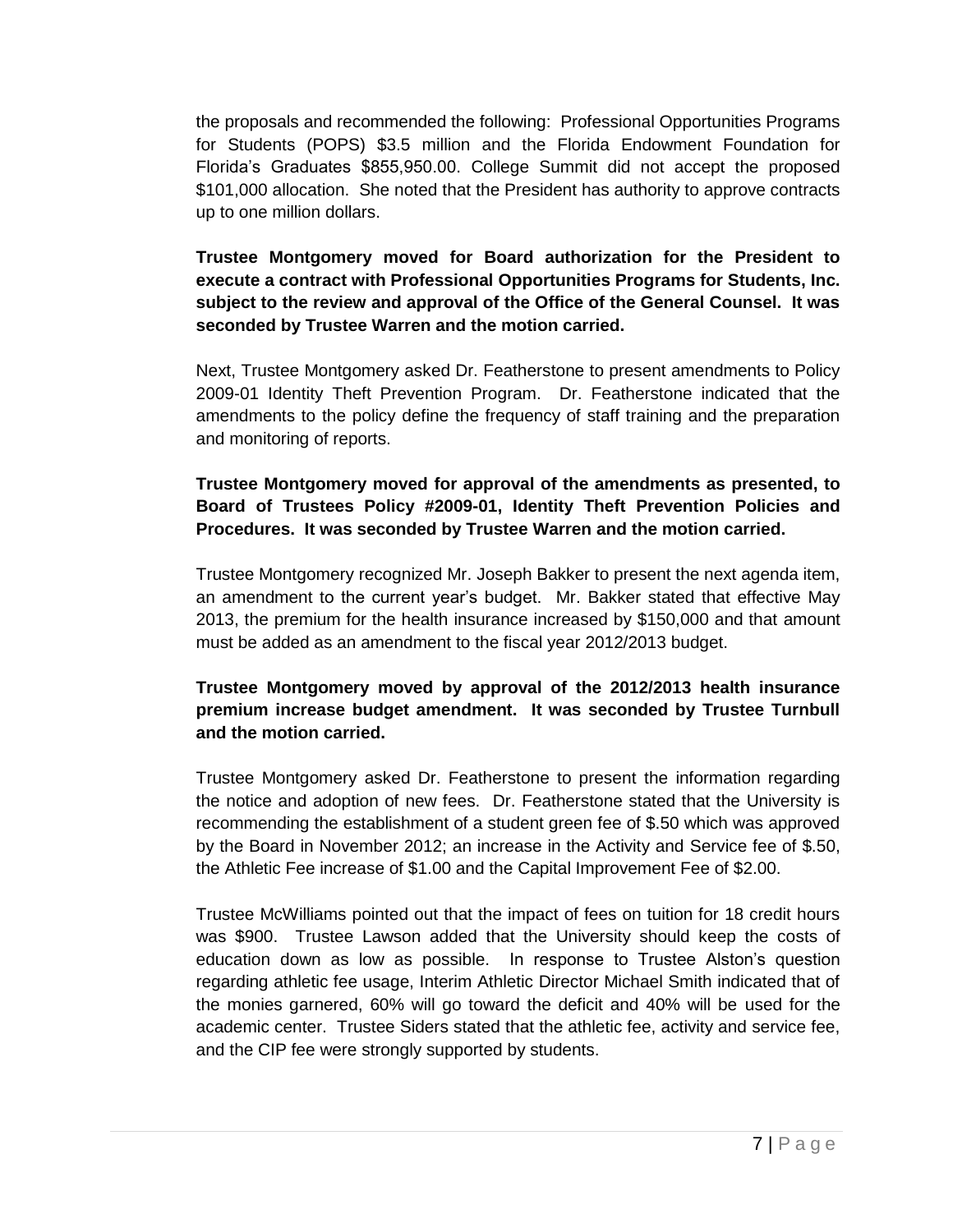the proposals and recommended the following: Professional Opportunities Programs for Students (POPS) $3.5 million and the Florida Endowment Foundation for Florida's Graduates $855,950.00. College Summit did not accept the proposed $101,000 allocation. She noted that the President has authority to approve contracts up to one million dollars.

**Trustee Montgomery moved for Board authorization for the President to execute a contract with Professional Opportunities Programs for Students, Inc. subject to the review and approval of the Office of the General Counsel. It was seconded by Trustee Warren and the motion carried.**

Next, Trustee Montgomery asked Dr. Featherstone to present amendments to Policy 2009-01 Identity Theft Prevention Program. Dr. Featherstone indicated that the amendments to the policy define the frequency of staff training and the preparation and monitoring of reports.

**Trustee Montgomery moved for approval of the amendments as presented, to Board of Trustees Policy #2009-01, Identity Theft Prevention Policies and Procedures. It was seconded by Trustee Warren and the motion carried.**

Trustee Montgomery recognized Mr. Joseph Bakker to present the next agenda item, an amendment to the current year's budget. Mr. Bakker stated that effective May 2013, the premium for the health insurance increased by $150,000 and that amount must be added as an amendment to the fiscal year 2012/2013 budget.

**Trustee Montgomery moved by approval of the 2012/2013 health insurance premium increase budget amendment. It was seconded by Trustee Turnbull and the motion carried.**

Trustee Montgomery asked Dr. Featherstone to present the information regarding the notice and adoption of new fees. Dr. Featherstone stated that the University is recommending the establishment of a student green fee of $.50 which was approved by the Board in November 2012; an increase in the Activity and Service fee of $.50, the Athletic Fee increase of $1.00 and the Capital Improvement Fee of $2.00.

Trustee McWilliams pointed out that the impact of fees on tuition for 18 credit hours was $900. Trustee Lawson added that the University should keep the costs of education down as low as possible. In response to Trustee Alston's question regarding athletic fee usage, Interim Athletic Director Michael Smith indicated that of the monies garnered, 60% will go toward the deficit and 40% will be used for the academic center. Trustee Siders stated that the athletic fee, activity and service fee, and the CIP fee were strongly supported by students.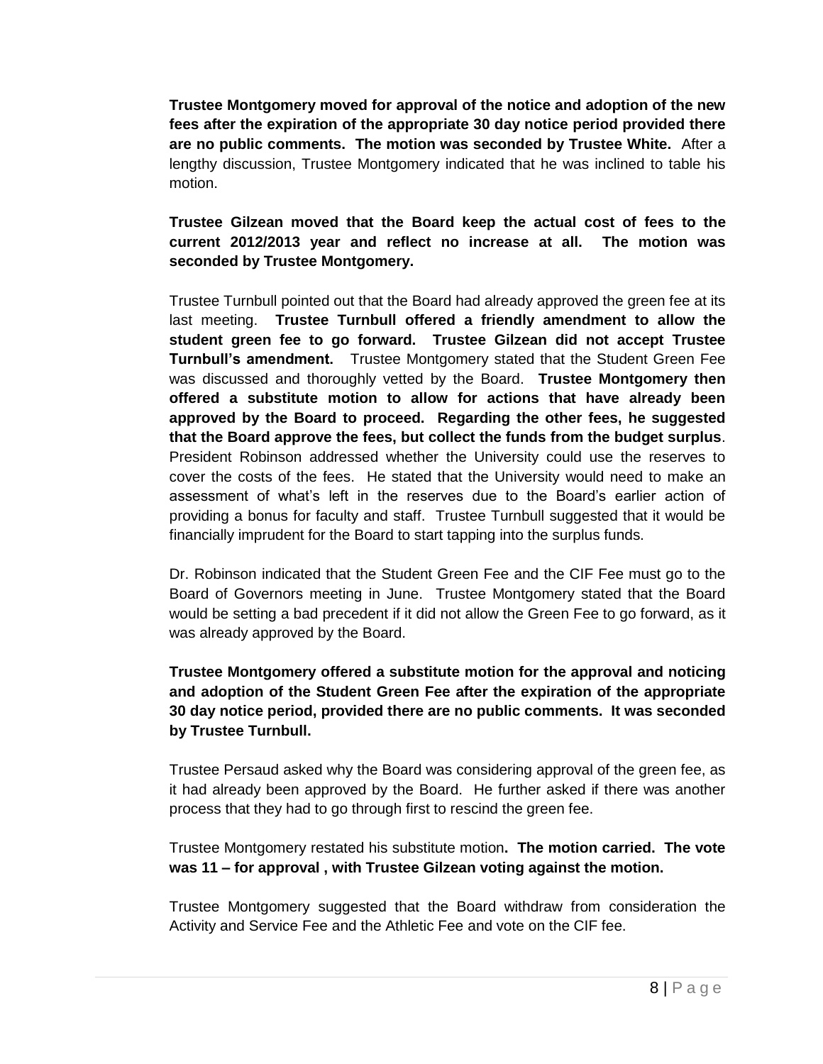**Trustee Montgomery moved for approval of the notice and adoption of the new fees after the expiration of the appropriate 30 day notice period provided there are no public comments. The motion was seconded by Trustee White.** After a lengthy discussion, Trustee Montgomery indicated that he was inclined to table his motion.

**Trustee Gilzean moved that the Board keep the actual cost of fees to the current 2012/2013 year and reflect no increase at all. The motion was seconded by Trustee Montgomery.**

Trustee Turnbull pointed out that the Board had already approved the green fee at its last meeting. **Trustee Turnbull offered a friendly amendment to allow the student green fee to go forward. Trustee Gilzean did not accept Trustee Turnbull's amendment.** Trustee Montgomery stated that the Student Green Fee was discussed and thoroughly vetted by the Board. **Trustee Montgomery then offered a substitute motion to allow for actions that have already been approved by the Board to proceed. Regarding the other fees, he suggested that the Board approve the fees, but collect the funds from the budget surplus**. President Robinson addressed whether the University could use the reserves to cover the costs of the fees. He stated that the University would need to make an assessment of what's left in the reserves due to the Board's earlier action of providing a bonus for faculty and staff. Trustee Turnbull suggested that it would be financially imprudent for the Board to start tapping into the surplus funds.

Dr. Robinson indicated that the Student Green Fee and the CIF Fee must go to the Board of Governors meeting in June. Trustee Montgomery stated that the Board would be setting a bad precedent if it did not allow the Green Fee to go forward, as it was already approved by the Board.

**Trustee Montgomery offered a substitute motion for the approval and noticing and adoption of the Student Green Fee after the expiration of the appropriate 30 day notice period, provided there are no public comments. It was seconded by Trustee Turnbull.**

Trustee Persaud asked why the Board was considering approval of the green fee, as it had already been approved by the Board. He further asked if there was another process that they had to go through first to rescind the green fee.

Trustee Montgomery restated his substitute motion**. The motion carried. The vote was 11 – for approval , with Trustee Gilzean voting against the motion.**

Trustee Montgomery suggested that the Board withdraw from consideration the Activity and Service Fee and the Athletic Fee and vote on the CIF fee.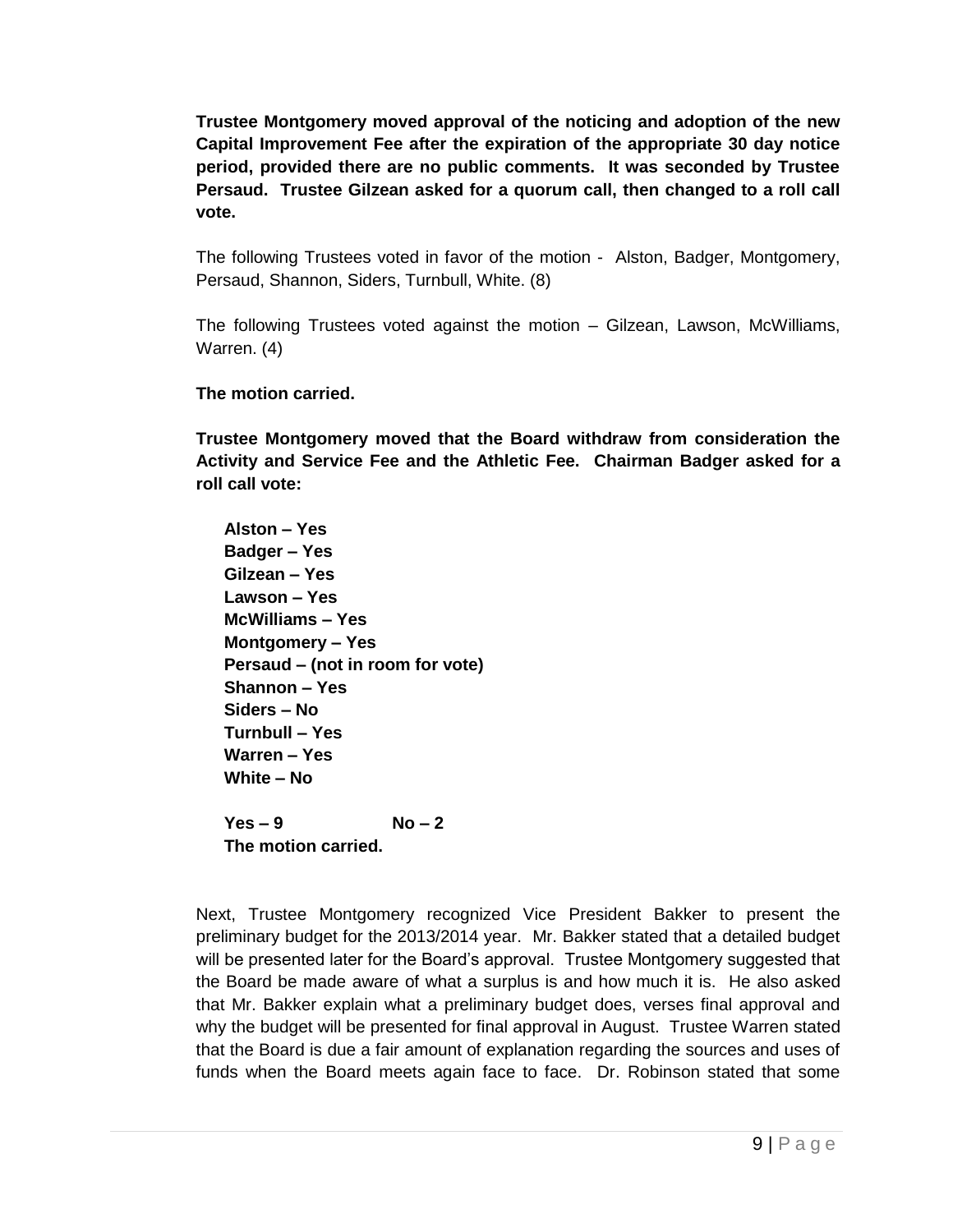**Trustee Montgomery moved approval of the noticing and adoption of the new Capital Improvement Fee after the expiration of the appropriate 30 day notice period, provided there are no public comments. It was seconded by Trustee Persaud. Trustee Gilzean asked for a quorum call, then changed to a roll call vote.**

The following Trustees voted in favor of the motion - Alston, Badger, Montgomery, Persaud, Shannon, Siders, Turnbull, White. (8)

The following Trustees voted against the motion – Gilzean, Lawson, McWilliams, Warren. (4)

**The motion carried.**

**Trustee Montgomery moved that the Board withdraw from consideration the Activity and Service Fee and the Athletic Fee. Chairman Badger asked for a roll call vote:**

**Alston – Yes**
**Badger – Yes**
**Gilzean – Yes**
**Lawson – Yes**
**McWilliams – Yes**
**Montgomery – Yes**
**Persaud – (not in room for vote)**
**Shannon – Yes**
**Siders – No**
**Turnbull – Yes**
**Warren – Yes**
**White – No**

**Yes – 9 No – 2**
**The motion carried.**

Next, Trustee Montgomery recognized Vice President Bakker to present the preliminary budget for the 2013/2014 year. Mr. Bakker stated that a detailed budget will be presented later for the Board's approval. Trustee Montgomery suggested that the Board be made aware of what a surplus is and how much it is. He also asked that Mr. Bakker explain what a preliminary budget does, verses final approval and why the budget will be presented for final approval in August. Trustee Warren stated that the Board is due a fair amount of explanation regarding the sources and uses of funds when the Board meets again face to face. Dr. Robinson stated that some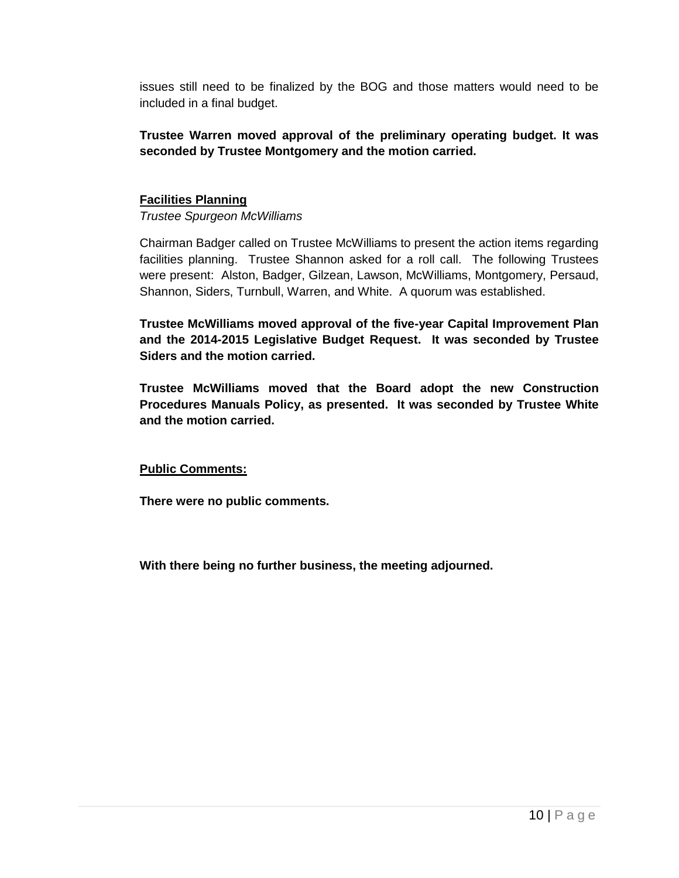issues still need to be finalized by the BOG and those matters would need to be included in a final budget.

**Trustee Warren moved approval of the preliminary operating budget. It was seconded by Trustee Montgomery and the motion carried.**

**Facilities Planning**

*Trustee Spurgeon McWilliams*

Chairman Badger called on Trustee McWilliams to present the action items regarding facilities planning. Trustee Shannon asked for a roll call. The following Trustees were present: Alston, Badger, Gilzean, Lawson, McWilliams, Montgomery, Persaud, Shannon, Siders, Turnbull, Warren, and White. A quorum was established.

**Trustee McWilliams moved approval of the five-year Capital Improvement Plan and the 2014-2015 Legislative Budget Request. It was seconded by Trustee Siders and the motion carried.**

**Trustee McWilliams moved that the Board adopt the new Construction Procedures Manuals Policy, as presented. It was seconded by Trustee White and the motion carried.**

**Public Comments:**

**There were no public comments.**

**With there being no further business, the meeting adjourned.**